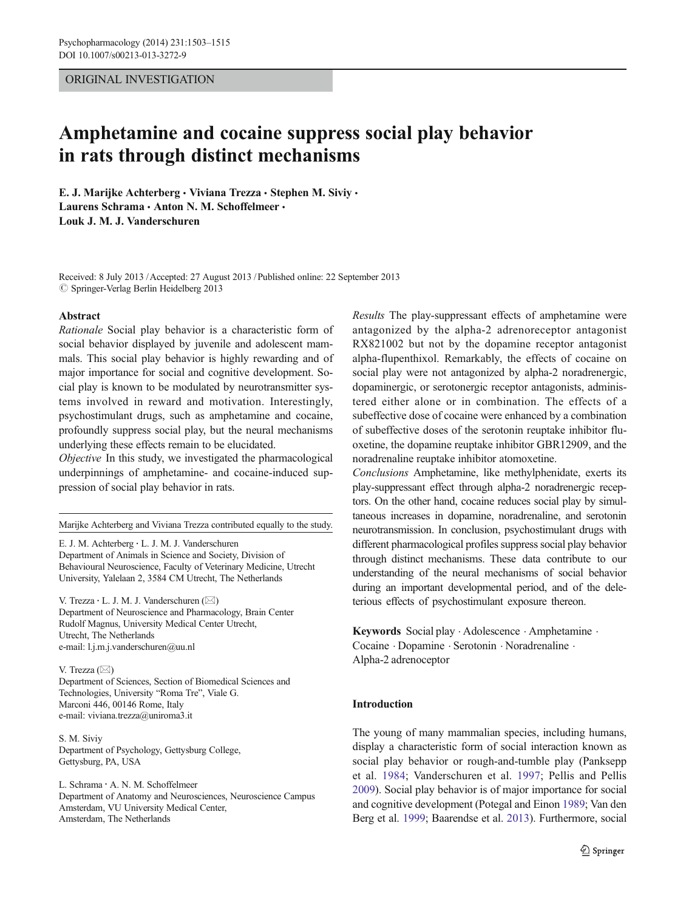ORIGINAL INVESTIGATION

# Amphetamine and cocaine suppress social play behavior in rats through distinct mechanisms

**E. J. Marijke Achterberg · Viviana Trezza · Stephen M. Siviy · Laurens Schrama · Anton N. M. Schoffelmeer · Louk J. M. J. Vanderschuren**

Received: 8 July 2013 / Accepted: 27 August 2013 / Published online: 22 September 2013
© Springer-Verlag Berlin Heidelberg 2013

**Abstract**

*Rationale* Social play behavior is a characteristic form of social behavior displayed by juvenile and adolescent mammals. This social play behavior is highly rewarding and of major importance for social and cognitive development. Social play is known to be modulated by neurotransmitter systems involved in reward and motivation. Interestingly, psychostimulant drugs, such as amphetamine and cocaine, profoundly suppress social play, but the neural mechanisms underlying these effects remain to be elucidated.

*Objective* In this study, we investigated the pharmacological underpinnings of amphetamine- and cocaine-induced suppression of social play behavior in rats.

*Results* The play-suppressant effects of amphetamine were antagonized by the alpha-2 adrenoreceptor antagonist RX821002 but not by the dopamine receptor antagonist alpha-flupenthixol. Remarkably, the effects of cocaine on social play were not antagonized by alpha-2 noradrenergic, dopaminergic, or serotonergic receptor antagonists, administered either alone or in combination. The effects of a subeffective dose of cocaine were enhanced by a combination of subeffective doses of the serotonin reuptake inhibitor fluoxetine, the dopamine reuptake inhibitor GBR12909, and the noradrenaline reuptake inhibitor atomoxetine.

*Conclusions* Amphetamine, like methylphenidate, exerts its play-suppressant effect through alpha-2 noradrenergic receptors. On the other hand, cocaine reduces social play by simultaneous increases in dopamine, noradrenaline, and serotonin neurotransmission. In conclusion, psychostimulant drugs with different pharmacological profiles suppress social play behavior through distinct mechanisms. These data contribute to our understanding of the neural mechanisms of social behavior during an important developmental period, and of the deleterious effects of psychostimulant exposure thereon.

**Keywords** Social play · Adolescence · Amphetamine · Cocaine · Dopamine · Serotonin · Noradrenaline · Alpha-2 adrenoceptor

Marijke Achterberg and Viviana Trezza contributed equally to the study.

E. J. M. Achterberg · L. J. M. J. Vanderschuren
Department of Animals in Science and Society, Division of Behavioural Neuroscience, Faculty of Veterinary Medicine, Utrecht University, Yalelaan 2, 3584 CM Utrecht, The Netherlands

V. Trezza · L. J. M. J. Vanderschuren (✉)
Department of Neuroscience and Pharmacology, Brain Center Rudolf Magnus, University Medical Center Utrecht, Utrecht, The Netherlands
e-mail: l.j.m.j.vanderschuren@uu.nl

V. Trezza (✉)
Department of Sciences, Section of Biomedical Sciences and Technologies, University "Roma Tre", Viale G. Marconi 446, 00146 Rome, Italy
e-mail: viviana.trezza@uniroma3.it

S. M. Siviy
Department of Psychology, Gettysburg College, Gettysburg, PA, USA

L. Schrama · A. N. M. Schoffelmeer
Department of Anatomy and Neurosciences, Neuroscience Campus Amsterdam, VU University Medical Center, Amsterdam, The Netherlands

## Introduction

The young of many mammalian species, including humans, display a characteristic form of social interaction known as social play behavior or rough-and-tumble play (Panksepp et al. 1984; Vanderschuren et al. 1997; Pellis and Pellis 2009). Social play behavior is of major importance for social and cognitive development (Potegal and Einon 1989; Van den Berg et al. 1999; Baarendse et al. 2013). Furthermore, social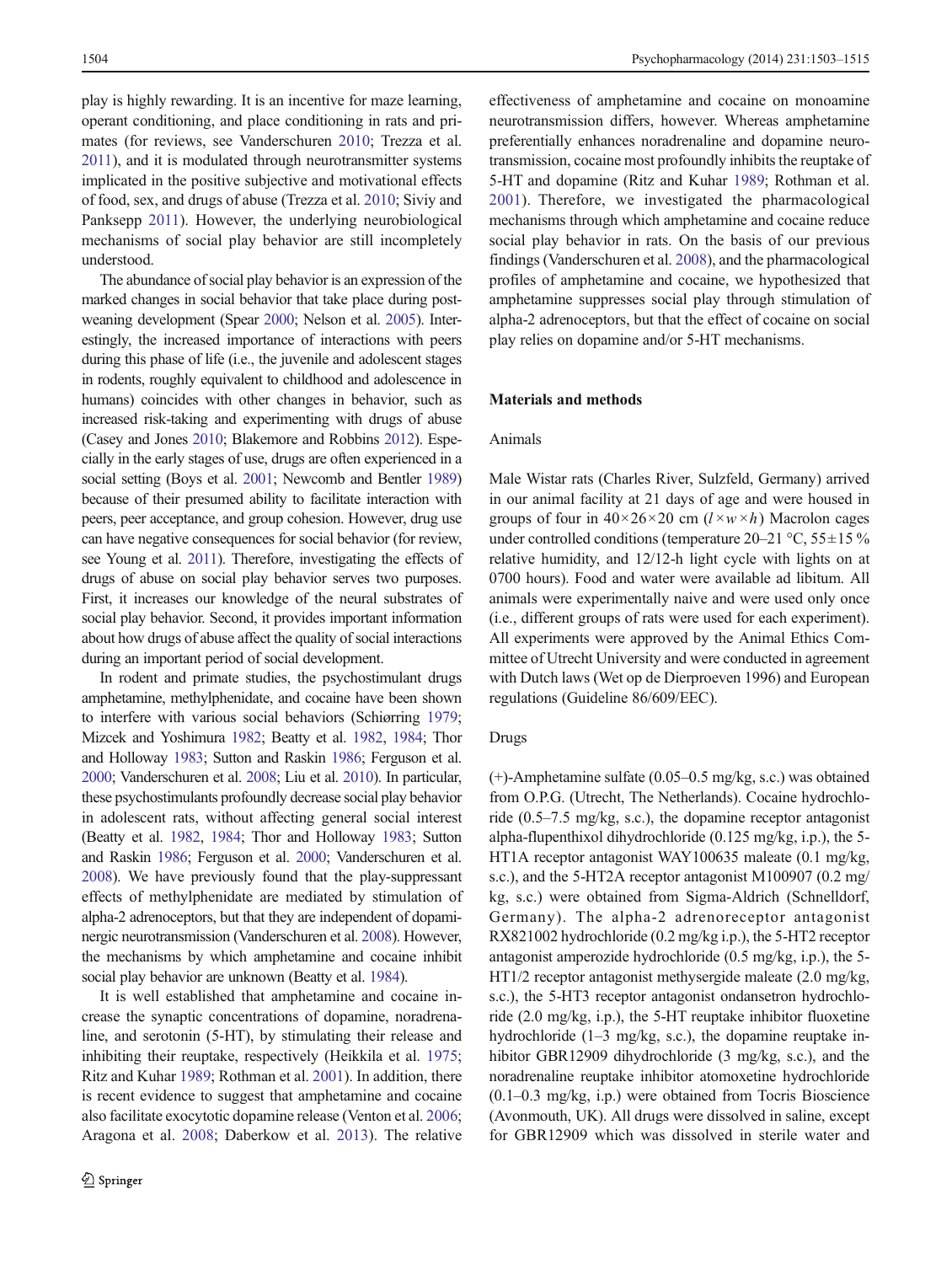play is highly rewarding. It is an incentive for maze learning, operant conditioning, and place conditioning in rats and primates (for reviews, see Vanderschuren 2010; Trezza et al. 2011), and it is modulated through neurotransmitter systems implicated in the positive subjective and motivational effects of food, sex, and drugs of abuse (Trezza et al. 2010; Siviy and Panksepp 2011). However, the underlying neurobiological mechanisms of social play behavior are still incompletely understood.

The abundance of social play behavior is an expression of the marked changes in social behavior that take place during post-weaning development (Spear 2000; Nelson et al. 2005). Interestingly, the increased importance of interactions with peers during this phase of life (i.e., the juvenile and adolescent stages in rodents, roughly equivalent to childhood and adolescence in humans) coincides with other changes in behavior, such as increased risk-taking and experimenting with drugs of abuse (Casey and Jones 2010; Blakemore and Robbins 2012). Especially in the early stages of use, drugs are often experienced in a social setting (Boys et al. 2001; Newcomb and Bentler 1989) because of their presumed ability to facilitate interaction with peers, peer acceptance, and group cohesion. However, drug use can have negative consequences for social behavior (for review, see Young et al. 2011). Therefore, investigating the effects of drugs of abuse on social play behavior serves two purposes. First, it increases our knowledge of the neural substrates of social play behavior. Second, it provides important information about how drugs of abuse affect the quality of social interactions during an important period of social development.

In rodent and primate studies, the psychostimulant drugs amphetamine, methylphenidate, and cocaine have been shown to interfere with various social behaviors (Schiørring 1979; Mizcek and Yoshimura 1982; Beatty et al. 1982, 1984; Thor and Holloway 1983; Sutton and Raskin 1986; Ferguson et al. 2000; Vanderschuren et al. 2008; Liu et al. 2010). In particular, these psychostimulants profoundly decrease social play behavior in adolescent rats, without affecting general social interest (Beatty et al. 1982, 1984; Thor and Holloway 1983; Sutton and Raskin 1986; Ferguson et al. 2000; Vanderschuren et al. 2008). We have previously found that the play-suppressant effects of methylphenidate are mediated by stimulation of alpha-2 adrenoceptors, but that they are independent of dopaminergic neurotransmission (Vanderschuren et al. 2008). However, the mechanisms by which amphetamine and cocaine inhibit social play behavior are unknown (Beatty et al. 1984).

It is well established that amphetamine and cocaine increase the synaptic concentrations of dopamine, noradrenaline, and serotonin (5-HT), by stimulating their release and inhibiting their reuptake, respectively (Heikkila et al. 1975; Ritz and Kuhar 1989; Rothman et al. 2001). In addition, there is recent evidence to suggest that amphetamine and cocaine also facilitate exocytotic dopamine release (Venton et al. 2006; Aragona et al. 2008; Daberkow et al. 2013). The relative effectiveness of amphetamine and cocaine on monoamine neurotransmission differs, however. Whereas amphetamine preferentially enhances noradrenaline and dopamine neurotransmission, cocaine most profoundly inhibits the reuptake of 5-HT and dopamine (Ritz and Kuhar 1989; Rothman et al. 2001). Therefore, we investigated the pharmacological mechanisms through which amphetamine and cocaine reduce social play behavior in rats. On the basis of our previous findings (Vanderschuren et al. 2008), and the pharmacological profiles of amphetamine and cocaine, we hypothesized that amphetamine suppresses social play through stimulation of alpha-2 adrenoceptors, but that the effect of cocaine on social play relies on dopamine and/or 5-HT mechanisms.

## Materials and methods

### Animals

Male Wistar rats (Charles River, Sulzfeld, Germany) arrived in our animal facility at 21 days of age and were housed in groups of four in $40\times26\times20$ cm ($l\times w\times h$) Macrolon cages under controlled conditions (temperature 20–21 °C, 55±15 % relative humidity, and 12/12-h light cycle with lights on at 0700 hours). Food and water were available ad libitum. All animals were experimentally naive and were used only once (i.e., different groups of rats were used for each experiment). All experiments were approved by the Animal Ethics Committee of Utrecht University and were conducted in agreement with Dutch laws (Wet op de Dierproeven 1996) and European regulations (Guideline 86/609/EEC).

### Drugs

(+)-Amphetamine sulfate (0.05–0.5 mg/kg, s.c.) was obtained from O.P.G. (Utrecht, The Netherlands). Cocaine hydrochloride (0.5–7.5 mg/kg, s.c.), the dopamine receptor antagonist alpha-flupenthixol dihydrochloride (0.125 mg/kg, i.p.), the 5-HT1A receptor antagonist WAY100635 maleate (0.1 mg/kg, s.c.), and the 5-HT2A receptor antagonist M100907 (0.2 mg/kg, s.c.) were obtained from Sigma-Aldrich (Schnelldorf, Germany). The alpha-2 adrenoreceptor antagonist RX821002 hydrochloride (0.2 mg/kg i.p.), the 5-HT2 receptor antagonist amperozide hydrochloride (0.5 mg/kg, i.p.), the 5-HT1/2 receptor antagonist methysergide maleate (2.0 mg/kg, s.c.), the 5-HT3 receptor antagonist ondansetron hydrochloride (2.0 mg/kg, i.p.), the 5-HT reuptake inhibitor fluoxetine hydrochloride (1–3 mg/kg, s.c.), the dopamine reuptake inhibitor GBR12909 dihydrochloride (3 mg/kg, s.c.), and the noradrenaline reuptake inhibitor atomoxetine hydrochloride (0.1–0.3 mg/kg, i.p.) were obtained from Tocris Bioscience (Avonmouth, UK). All drugs were dissolved in saline, except for GBR12909 which was dissolved in sterile water and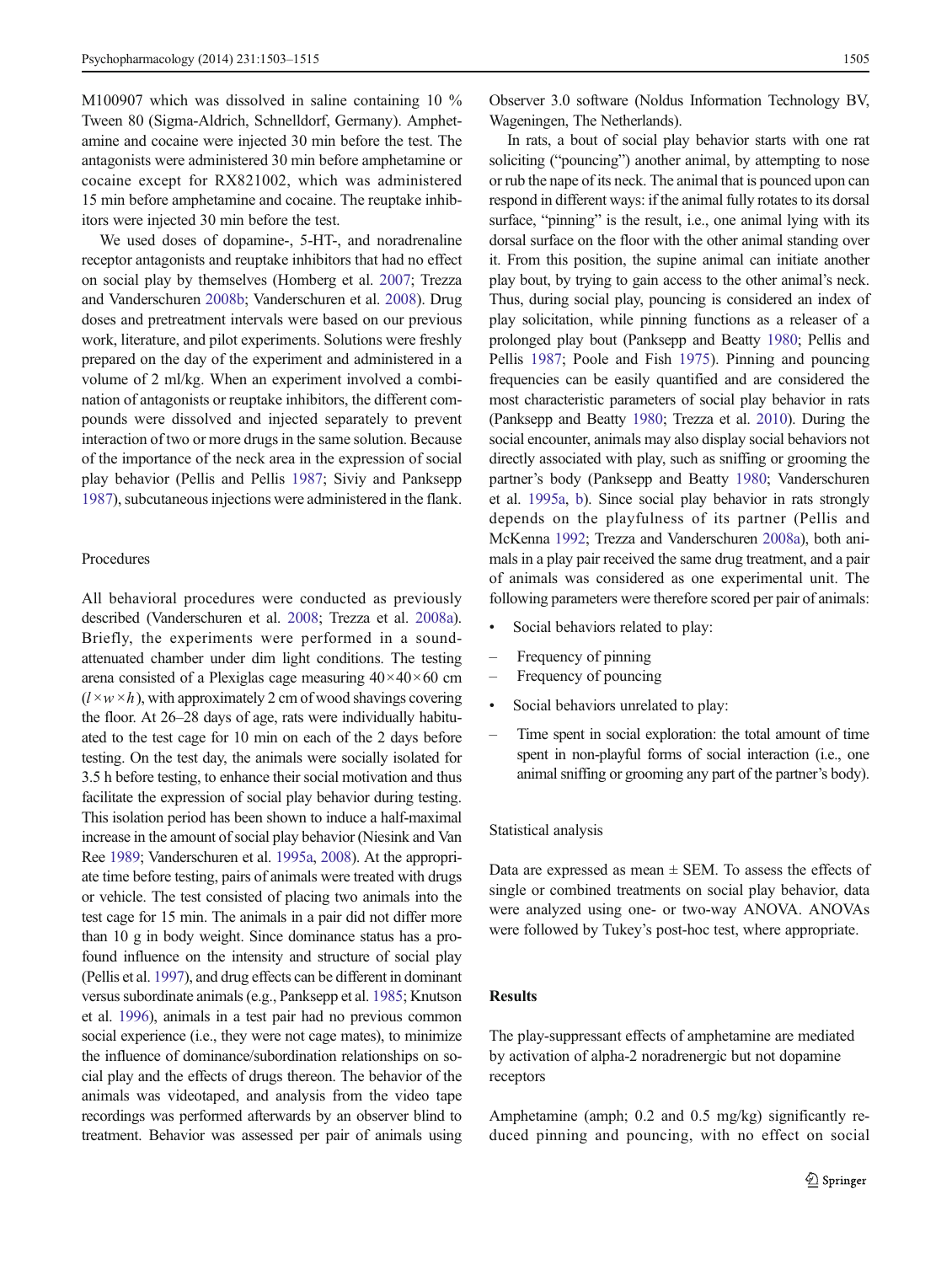M100907 which was dissolved in saline containing 10 % Tween 80 (Sigma-Aldrich, Schnelldorf, Germany). Amphetamine and cocaine were injected 30 min before the test. The antagonists were administered 30 min before amphetamine or cocaine except for RX821002, which was administered 15 min before amphetamine and cocaine. The reuptake inhibitors were injected 30 min before the test.

We used doses of dopamine-, 5-HT-, and noradrenaline receptor antagonists and reuptake inhibitors that had no effect on social play by themselves (Homberg et al. 2007; Trezza and Vanderschuren 2008b; Vanderschuren et al. 2008). Drug doses and pretreatment intervals were based on our previous work, literature, and pilot experiments. Solutions were freshly prepared on the day of the experiment and administered in a volume of 2 ml/kg. When an experiment involved a combination of antagonists or reuptake inhibitors, the different compounds were dissolved and injected separately to prevent interaction of two or more drugs in the same solution. Because of the importance of the neck area in the expression of social play behavior (Pellis and Pellis 1987; Siviy and Panksepp 1987), subcutaneous injections were administered in the flank.

### Procedures

All behavioral procedures were conducted as previously described (Vanderschuren et al. 2008; Trezza et al. 2008a). Briefly, the experiments were performed in a sound-attenuated chamber under dim light conditions. The testing arena consisted of a Plexiglas cage measuring $40 \times 40 \times 60$ cm ($l \times w \times h$), with approximately 2 cm of wood shavings covering the floor. At 26–28 days of age, rats were individually habituated to the test cage for 10 min on each of the 2 days before testing. On the test day, the animals were socially isolated for 3.5 h before testing, to enhance their social motivation and thus facilitate the expression of social play behavior during testing. This isolation period has been shown to induce a half-maximal increase in the amount of social play behavior (Niesink and Van Ree 1989; Vanderschuren et al. 1995a, 2008). At the appropriate time before testing, pairs of animals were treated with drugs or vehicle. The test consisted of placing two animals into the test cage for 15 min. The animals in a pair did not differ more than 10 g in body weight. Since dominance status has a profound influence on the intensity and structure of social play (Pellis et al. 1997), and drug effects can be different in dominant versus subordinate animals (e.g., Panksepp et al. 1985; Knutson et al. 1996), animals in a test pair had no previous common social experience (i.e., they were not cage mates), to minimize the influence of dominance/subordination relationships on social play and the effects of drugs thereon. The behavior of the animals was videotaped, and analysis from the video tape recordings was performed afterwards by an observer blind to treatment. Behavior was assessed per pair of animals using Observer 3.0 software (Noldus Information Technology BV, Wageningen, The Netherlands).

In rats, a bout of social play behavior starts with one rat soliciting ("pouncing") another animal, by attempting to nose or rub the nape of its neck. The animal that is pounced upon can respond in different ways: if the animal fully rotates to its dorsal surface, "pinning" is the result, i.e., one animal lying with its dorsal surface on the floor with the other animal standing over it. From this position, the supine animal can initiate another play bout, by trying to gain access to the other animal's neck. Thus, during social play, pouncing is considered an index of play solicitation, while pinning functions as a releaser of a prolonged play bout (Panksepp and Beatty 1980; Pellis and Pellis 1987; Poole and Fish 1975). Pinning and pouncing frequencies can be easily quantified and are considered the most characteristic parameters of social play behavior in rats (Panksepp and Beatty 1980; Trezza et al. 2010). During the social encounter, animals may also display social behaviors not directly associated with play, such as sniffing or grooming the partner's body (Panksepp and Beatty 1980; Vanderschuren et al. 1995a, b). Since social play behavior in rats strongly depends on the playfulness of its partner (Pellis and McKenna 1992; Trezza and Vanderschuren 2008a), both animals in a play pair received the same drug treatment, and a pair of animals was considered as one experimental unit. The following parameters were therefore scored per pair of animals:

- Social behaviors related to play:
  - Frequency of pinning
  - Frequency of pouncing
- Social behaviors unrelated to play:
  - Time spent in social exploration: the total amount of time spent in non-playful forms of social interaction (i.e., one animal sniffing or grooming any part of the partner's body).

### Statistical analysis

Data are expressed as mean ± SEM. To assess the effects of single or combined treatments on social play behavior, data were analyzed using one- or two-way ANOVA. ANOVAs were followed by Tukey's post-hoc test, where appropriate.

## Results

### The play-suppressant effects of amphetamine are mediated by activation of alpha-2 noradrenergic but not dopamine receptors

Amphetamine (amph; 0.2 and 0.5 mg/kg) significantly reduced pinning and pouncing, with no effect on social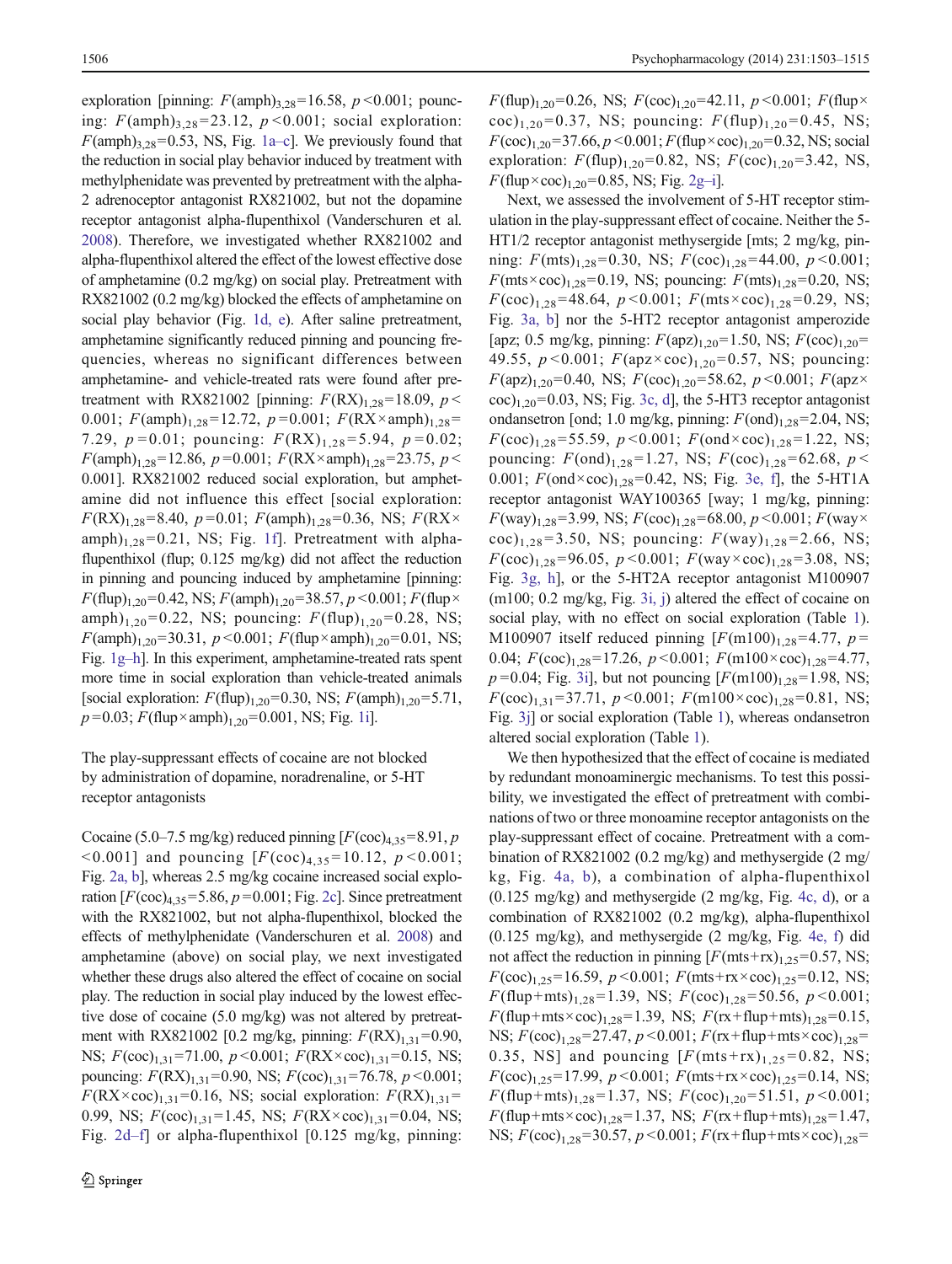exploration [pinning: $F(\text{amph})_{3,28}=16.58$, $p<0.001$; pouncing: $F(\text{amph})_{3,28}=23.12$, $p<0.001$; social exploration: $F(\text{amph})_{3,28}=0.53$, NS, Fig. 1a–c]. We previously found that the reduction in social play behavior induced by treatment with methylphenidate was prevented by pretreatment with the alpha-2 adrenoceptor antagonist RX821002, but not the dopamine receptor antagonist alpha-flupenthixol (Vanderschuren et al. 2008). Therefore, we investigated whether RX821002 and alpha-flupenthixol altered the effect of the lowest effective dose of amphetamine (0.2 mg/kg) on social play. Pretreatment with RX821002 (0.2 mg/kg) blocked the effects of amphetamine on social play behavior (Fig. 1d, e). After saline pretreatment, amphetamine significantly reduced pinning and pouncing frequencies, whereas no significant differences between amphetamine- and vehicle-treated rats were found after pretreatment with RX821002 [pinning: $F(\text{RX})_{1,28}=18.09$, $p<0.001$; $F(\text{amph})_{1,28}=12.72$, $p=0.001$; $F(\text{RX}\times\text{amph})_{1,28}=7.29$, $p=0.01$; pouncing: $F(\text{RX})_{1,28}=5.94$, $p=0.02$; $F(\text{amph})_{1,28}=12.86$, $p=0.001$; $F(\text{RX}\times\text{amph})_{1,28}=23.75$, $p<0.001$]. RX821002 reduced social exploration, but amphetamine did not influence this effect [social exploration: $F(\text{RX})_{1,28}=8.40$, $p=0.01$; $F(\text{amph})_{1,28}=0.36$, NS; $F(\text{RX}\times\text{amph})_{1,28}=0.21$, NS; Fig. 1f]. Pretreatment with alpha-flupenthixol (flup; 0.125 mg/kg) did not affect the reduction in pinning and pouncing induced by amphetamine [pinning: $F(\text{flup})_{1,20}=0.42$, NS; $F(\text{amph})_{1,20}=38.57$, $p<0.001$; $F(\text{flup}\times\text{amph})_{1,20}=0.22$, NS; pouncing: $F(\text{flup})_{1,20}=0.28$, NS; $F(\text{amph})_{1,20}=30.31$, $p<0.001$; $F(\text{flup}\times\text{amph})_{1,20}=0.01$, NS; Fig. 1g–h]. In this experiment, amphetamine-treated rats spent more time in social exploration than vehicle-treated animals [social exploration: $F(\text{flup})_{1,20}=0.30$, NS; $F(\text{amph})_{1,20}=5.71$, $p=0.03$; $F(\text{flup}\times\text{amph})_{1,20}=0.001$, NS; Fig. 1i].

### The play-suppressant effects of cocaine are not blocked by administration of dopamine, noradrenaline, or 5-HT receptor antagonists

Cocaine (5.0–7.5 mg/kg) reduced pinning [$F(\text{coc})_{4,35}=8.91$, $p<0.001$] and pouncing [$F(\text{coc})_{4,35}=10.12$, $p<0.001$; Fig. 2a, b], whereas 2.5 mg/kg cocaine increased social exploration [$F(\text{coc})_{4,35}=5.86$, $p=0.001$; Fig. 2c]. Since pretreatment with the RX821002, but not alpha-flupenthixol, blocked the effects of methylphenidate (Vanderschuren et al. 2008) and amphetamine (above) on social play, we next investigated whether these drugs also altered the effect of cocaine on social play. The reduction in social play induced by the lowest effective dose of cocaine (5.0 mg/kg) was not altered by pretreatment with RX821002 [0.2 mg/kg, pinning: $F(\text{RX})_{1,31}=0.90$, NS; $F(\text{coc})_{1,31}=71.00$, $p<0.001$; $F(\text{RX}\times\text{coc})_{1,31}=0.15$, NS; pouncing: $F(\text{RX})_{1,31}=0.90$, NS; $F(\text{coc})_{1,31}=76.78$, $p<0.001$; $F(\text{RX}\times\text{coc})_{1,31}=0.16$, NS; social exploration: $F(\text{RX})_{1,31}=0.99$, NS; $F(\text{coc})_{1,31}=1.45$, NS; $F(\text{RX}\times\text{coc})_{1,31}=0.04$, NS; Fig. 2d–f] or alpha-flupenthixol [0.125 mg/kg, pinning: $F(\text{flup})_{1,20}=0.26$, NS; $F(\text{coc})_{1,20}=42.11$, $p<0.001$; $F(\text{flup}\times\text{coc})_{1,20}=0.37$, NS; pouncing: $F(\text{flup})_{1,20}=0.45$, NS; $F(\text{coc})_{1,20}=37.66$, $p<0.001$; $F(\text{flup}\times\text{coc})_{1,20}=0.32$, NS; social exploration: $F(\text{flup})_{1,20}=0.82$, NS; $F(\text{coc})_{1,20}=3.42$, NS, $F(\text{flup}\times\text{coc})_{1,20}=0.85$, NS; Fig. 2g–i].

Next, we assessed the involvement of 5-HT receptor stimulation in the play-suppressant effect of cocaine. Neither the 5-HT1/2 receptor antagonist methysergide [mts; 2 mg/kg, pinning: $F(\text{mts})_{1,28}=0.30$, NS; $F(\text{coc})_{1,28}=44.00$, $p<0.001$; $F(\text{mts}\times\text{coc})_{1,28}=0.19$, NS; pouncing: $F(\text{mts})_{1,28}=0.20$, NS; $F(\text{coc})_{1,28}=48.64$, $p<0.001$; $F(\text{mts}\times\text{coc})_{1,28}=0.29$, NS; Fig. 3a, b] nor the 5-HT2 receptor antagonist amperozide [apz; 0.5 mg/kg, pinning: $F(\text{apz})_{1,20}=1.50$, NS; $F(\text{coc})_{1,20}=49.55$, $p<0.001$; $F(\text{apz}\times\text{coc})_{1,20}=0.57$, NS; pouncing: $F(\text{apz})_{1,20}=0.40$, NS; $F(\text{coc})_{1,20}=58.62$, $p<0.001$; $F(\text{apz}\times\text{coc})_{1,20}=0.03$, NS; Fig. 3c, d], the 5-HT3 receptor antagonist ondansetron [ond; 1.0 mg/kg, pinning: $F(\text{ond})_{1,28}=2.04$, NS; $F(\text{coc})_{1,28}=55.59$, $p<0.001$; $F(\text{ond}\times\text{coc})_{1,28}=1.22$, NS; pouncing: $F(\text{ond})_{1,28}=1.27$, NS; $F(\text{coc})_{1,28}=62.68$, $p<0.001$; $F(\text{ond}\times\text{coc})_{1,28}=0.42$, NS; Fig. 3e, f], the 5-HT1A receptor antagonist WAY100365 [way; 1 mg/kg, pinning: $F(\text{way})_{1,28}=3.99$, NS; $F(\text{coc})_{1,28}=68.00$, $p<0.001$; $F(\text{way}\times\text{coc})_{1,28}=3.50$, NS; pouncing: $F(\text{way})_{1,28}=2.66$, NS; $F(\text{coc})_{1,28}=96.05$, $p<0.001$; $F(\text{way}\times\text{coc})_{1,28}=3.08$, NS; Fig. 3g, h], or the 5-HT2A receptor antagonist M100907 (m100; 0.2 mg/kg, Fig. 3i, j) altered the effect of cocaine on social play, with no effect on social exploration (Table 1). M100907 itself reduced pinning [$F(\text{m100})_{1,28}=4.77$, $p=0.04$; $F(\text{coc})_{1,28}=17.26$, $p<0.001$; $F(\text{m100}\times\text{coc})_{1,28}=4.77$, $p=0.04$; Fig. 3i], but not pouncing [$F(\text{m100})_{1,28}=1.98$, NS; $F(\text{coc})_{1,31}=37.71$, $p<0.001$; $F(\text{m100}\times\text{coc})_{1,28}=0.81$, NS; Fig. 3j] or social exploration (Table 1), whereas ondansetron altered social exploration (Table 1).

We then hypothesized that the effect of cocaine is mediated by redundant monoaminergic mechanisms. To test this possibility, we investigated the effect of pretreatment with combinations of two or three monoamine receptor antagonists on the play-suppressant effect of cocaine. Pretreatment with a combination of RX821002 (0.2 mg/kg) and methysergide (2 mg/kg, Fig. 4a, b), a combination of alpha-flupenthixol (0.125 mg/kg) and methysergide (2 mg/kg, Fig. 4c, d), or a combination of RX821002 (0.2 mg/kg), alpha-flupenthixol (0.125 mg/kg), and methysergide (2 mg/kg, Fig. 4e, f) did not affect the reduction in pinning [$F(\text{mts+rx})_{1,25}=0.57$, NS; $F(\text{coc})_{1,25}=16.59$, $p<0.001$; $F(\text{mts+rx}\times\text{coc})_{1,25}=0.12$, NS; $F(\text{flup+mts})_{1,28}=1.39$, NS; $F(\text{coc})_{1,28}=50.56$, $p<0.001$; $F(\text{flup+mts}\times\text{coc})_{1,28}=1.39$, NS; $F(\text{rx+flup+mts})_{1,28}=0.15$, NS; $F(\text{coc})_{1,28}=27.47$, $p<0.001$; $F(\text{rx+flup+mts}\times\text{coc})_{1,28}=0.35$, NS] and pouncing [$F(\text{mts+rx})_{1,25}=0.82$, NS; $F(\text{coc})_{1,25}=17.99$, $p<0.001$; $F(\text{mts+rx}\times\text{coc})_{1,25}=0.14$, NS; $F(\text{flup+mts})_{1,28}=1.37$, NS; $F(\text{coc})_{1,20}=51.51$, $p<0.001$; $F(\text{flup+mts}\times\text{coc})_{1,28}=1.37$, NS; $F(\text{rx+flup+mts})_{1,28}=1.47$, NS; $F(\text{coc})_{1,28}=30.57$, $p<0.001$; $F(\text{rx+flup+mts}\times\text{coc})_{1,28}=$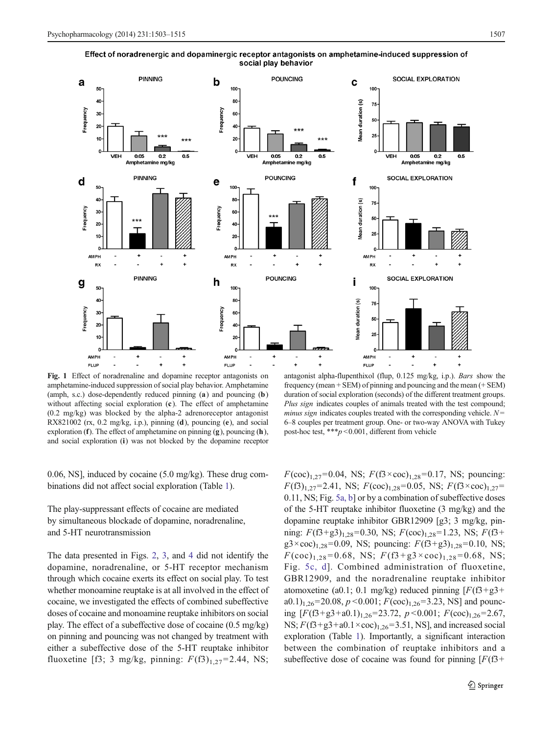Effect of noradrenergic and dopaminergic receptor antagonists on amphetamine-induced suppression of social play behavior

**Fig. 1** Effect of noradrenaline and dopamine receptor antagonists on amphetamine-induced suppression of social play behavior. Amphetamine (amph, s.c.) dose-dependently reduced pinning (**a**) and pouncing (**b**) without affecting social exploration (**c**). The effect of amphetamine (0.2 mg/kg) was blocked by the alpha-2 adrenoreceptor antagonist RX821002 (rx, 0.2 mg/kg, i.p.), pinning (**d**), pouncing (**e**), and social exploration (**f**). The effect of amphetamine on pinning (**g**), pouncing (**h**), and social exploration (**i**) was not blocked by the dopamine receptor antagonist alpha-flupenthixol (flup, 0.125 mg/kg, i.p.). *Bars* show the frequency (mean + SEM) of pinning and pouncing and the mean (+ SEM) duration of social exploration (seconds) of the different treatment groups. *Plus sign* indicates couples of animals treated with the test compound; *minus sign* indicates couples treated with the corresponding vehicle. $N=$ 6–8 couples per treatment group. One- or two-way ANOVA with Tukey post-hoc test, ***$p<0.001$, different from vehicle

0.06, NS], induced by cocaine (5.0 mg/kg). These drug combinations did not affect social exploration (Table 1).

### The play-suppressant effects of cocaine are mediated by simultaneous blockade of dopamine, noradrenaline, and 5-HT neurotransmission

The data presented in Figs. 2, 3, and 4 did not identify the dopamine, noradrenaline, or 5-HT receptor mechanism through which cocaine exerts its effect on social play. To test whether monoamine reuptake is at all involved in the effect of cocaine, we investigated the effects of combined subeffective doses of cocaine and monoamine reuptake inhibitors on social play. The effect of a subeffective dose of cocaine (0.5 mg/kg) on pinning and pouncing was not changed by treatment with either a subeffective dose of the 5-HT reuptake inhibitor fluoxetine [f3; 3 mg/kg, pinning: $F(\text{f3})_{1,27}=2.44$, NS; $F(\text{coc})_{1,27}=0.04$, NS; $F(\text{f3}\times\text{coc})_{1,28}=0.17$, NS; pouncing: $F(\text{f3})_{1,27}=2.41$, NS; $F(\text{coc})_{1,28}=0.05$, NS; $F(\text{f3}\times\text{coc})_{1,27}=0.11$, NS; Fig. 5a, b] or by a combination of subeffective doses of the 5-HT reuptake inhibitor fluoxetine (3 mg/kg) and the dopamine reuptake inhibitor GBR12909 [g3; 3 mg/kg, pinning: $F(\text{f3+g3})_{1,28}=0.30$, NS; $F(\text{coc})_{1,28}=1.23$, NS; $F(\text{f3+g3}\times\text{coc})_{1,28}=0.09$, NS; pouncing: $F(\text{f3+g3})_{1,28}=0.10$, NS; $F(\text{coc})_{1,28}=0.68$, NS; $F(\text{f3+g3}\times\text{coc})_{1,28}=0.68$, NS; Fig. 5c, d]. Combined administration of fluoxetine, GBR12909, and the noradrenaline reuptake inhibitor atomoxetine (a0.1; 0.1 mg/kg) reduced pinning [$F(\text{f3+g3+a0.1})_{1,26}=20.08$, $p<0.001$; $F(\text{coc})_{1,26}=3.23$, NS] and pouncing [$F(\text{f3+g3+a0.1})_{1,26}=23.72$, $p<0.001$; $F(\text{coc})_{1,26}=2.67$, NS; $F(\text{f3+g3+a0.1}\times\text{coc})_{1,26}=3.51$, NS], and increased social exploration (Table 1). Importantly, a significant interaction between the combination of reuptake inhibitors and a subeffective dose of cocaine was found for pinning [$F$(f3+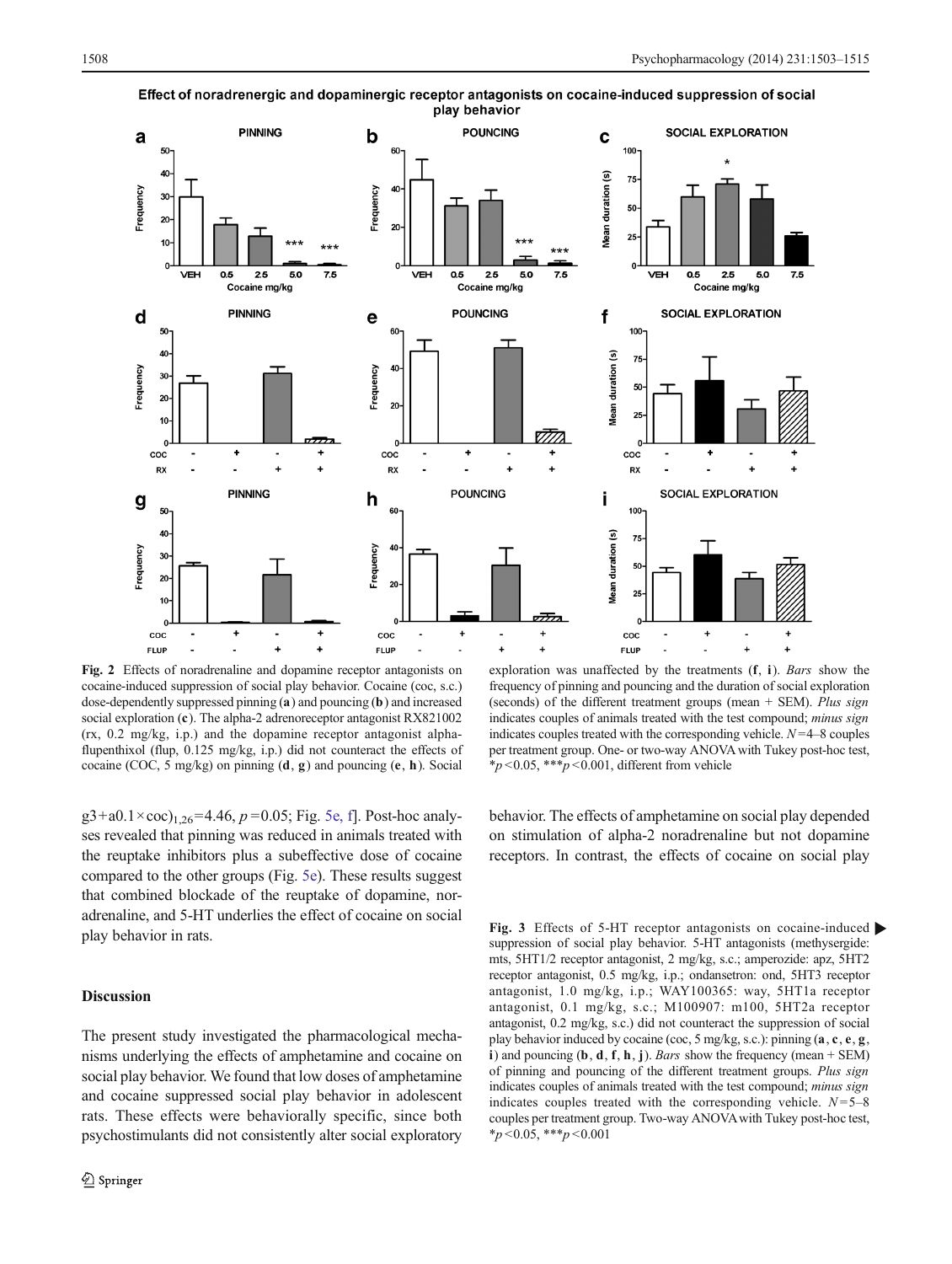Effect of noradrenergic and dopaminergic receptor antagonists on cocaine-induced suppression of social play behavior

**Fig. 2** Effects of noradrenaline and dopamine receptor antagonists on cocaine-induced suppression of social play behavior. Cocaine (coc, s.c.) dose-dependently suppressed pinning (**a**) and pouncing (**b**) and increased social exploration (**c**). The alpha-2 adrenoreceptor antagonist RX821002 (rx, 0.2 mg/kg, i.p.) and the dopamine receptor antagonist alpha-flupenthixol (flup, 0.125 mg/kg, i.p.) did not counteract the effects of cocaine (COC, 5 mg/kg) on pinning (**d**, **g**) and pouncing (**e**, **h**). Social exploration was unaffected by the treatments (**f**, **i**). *Bars* show the frequency of pinning and pouncing and the duration of social exploration (seconds) of the different treatment groups (mean + SEM). *Plus sign* indicates couples of animals treated with the test compound; *minus sign* indicates couples treated with the corresponding vehicle. $N = 4–8$ couples per treatment group. One- or two-way ANOVA with Tukey post-hoc test, $*p < 0.05$, $***p < 0.001$, different from vehicle

$g3+a0.1\times coc)_{1,26} = 4.46$, $p = 0.05$; Fig. 5e, f]. Post-hoc analyses revealed that pinning was reduced in animals treated with the reuptake inhibitors plus a subeffective dose of cocaine compared to the other groups (Fig. 5e). These results suggest that combined blockade of the reuptake of dopamine, noradrenaline, and 5-HT underlies the effect of cocaine on social play behavior in rats.

## Discussion

The present study investigated the pharmacological mechanisms underlying the effects of amphetamine and cocaine on social play behavior. We found that low doses of amphetamine and cocaine suppressed social play behavior in adolescent rats. These effects were behaviorally specific, since both psychostimulants did not consistently alter social exploratory behavior. The effects of amphetamine on social play depended on stimulation of alpha-2 noradrenaline but not dopamine receptors. In contrast, the effects of cocaine on social play

**Fig. 3** Effects of 5-HT receptor antagonists on cocaine-induced suppression of social play behavior. 5-HT antagonists (methysergide: mts, 5HT1/2 receptor antagonist, 2 mg/kg, s.c.; amperozide: apz, 5HT2 receptor antagonist, 0.5 mg/kg, i.p.; ondansetron: ond, 5HT3 receptor antagonist, 1.0 mg/kg, i.p.; WAY100365: way, 5HT1a receptor antagonist, 0.1 mg/kg, s.c.; M100907: m100, 5HT2a receptor antagonist, 0.2 mg/kg, s.c.) did not counteract the suppression of social play behavior induced by cocaine (coc, 5 mg/kg, s.c.): pinning (**a**, **c**, **e**, **g**, **i**) and pouncing (**b**, **d**, **f**, **h**, **j**). *Bars* show the frequency (mean + SEM) of pinning and pouncing of the different treatment groups. *Plus sign* indicates couples of animals treated with the test compound; *minus sign* indicates couples treated with the corresponding vehicle. $N = 5–8$ couples per treatment group. Two-way ANOVA with Tukey post-hoc test, $*p < 0.05$, $***p < 0.001$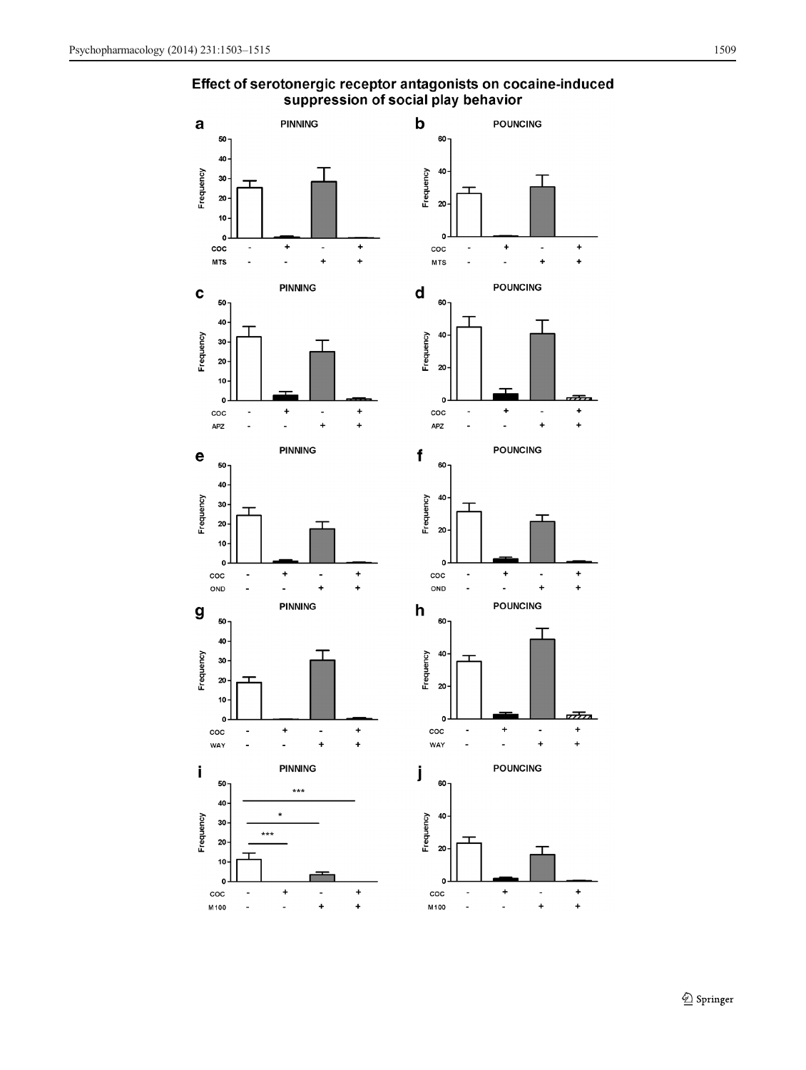Effect of serotonergic receptor antagonists on cocaine-induced suppression of social play behavior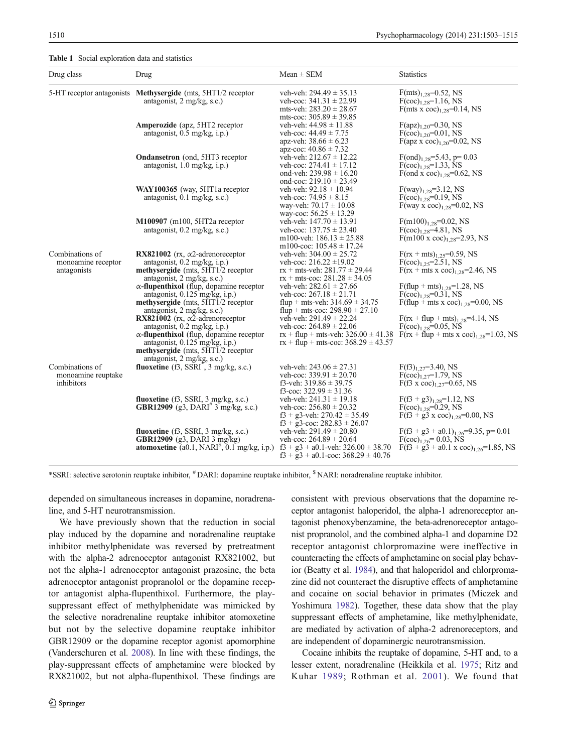Table 1 Social exploration data and statistics

| Drug class | Drug | Mean ± SEM | Statistics |
|---|---|---|---|
| 5-HT receptor antagonists | **Methysergide** (mts, 5HT1/2 receptor antagonist, 2 mg/kg, s.c.) | veh-veh: 294.49 ± 35.13<br>veh-coc: 341.31 ± 22.99<br>mts-veh: 283.20 ± 28.67<br>mts-coc: 305.89 ± 39.85 | $F(mts)_{1,28}$=0.52, NS<br>$F(coc)_{1,28}$=1.16, NS<br>$F(mts \times coc)_{1,28}$=0.14, NS |
| | **Amperozide** (apz, 5HT2 receptor antagonist, 0.5 mg/kg, i.p.) | veh-veh: 44.98 ± 11.88<br>veh-coc: 44.49 ± 7.75<br>apz-veh: 38.66 ± 6.23<br>apz-coc: 40.86 ± 7.32 | $F(apz)_{1,20}$=0.30, NS<br>$F(coc)_{1,20}$=0.01, NS<br>$F(apz \times coc)_{1,20}$=0.02, NS |
| | **Ondansetron** (ond, 5HT3 receptor antagonist, 1.0 mg/kg, i.p.) | veh-veh: 212.67 ± 12.22<br>veh-coc: 274.41 ± 17.12<br>ond-veh: 239.98 ± 16.20<br>ond-coc: 219.10 ± 23.49 | $F(ond)_{1,28}$=5.43, p= 0.03<br>$F(coc)_{1,28}$=1.33, NS<br>$F(ond \times coc)_{1,28}$=0.62, NS |
| | **WAY100365** (way, 5HT1a receptor antagonist, 0.1 mg/kg, s.c.) | veh-veh: 92.18 ± 10.94<br>veh-coc: 74.95 ± 8.15<br>way-veh: 70.17 ± 10.08<br>way-coc: 56.25 ± 13.29 | $F(way)_{1,28}$=3.12, NS<br>$F(coc)_{1,28}$=0.19, NS<br>$F(way \times coc)_{1,28}$=0.02, NS |
| | **M100907** (m100, 5HT2a receptor antagonist, 0.2 mg/kg, s.c.) | veh-veh: 147.70 ± 13.91<br>veh-coc: 137.75 ± 23.40<br>m100-veh: 186.13 ± 25.88<br>m100-coc: 105.48 ± 17.24 | $F(m100)_{1,28}$=0.02, NS<br>$F(coc)_{1,28}$=4.81, NS<br>$F(m100 \times coc)_{1,28}$=2.93, NS |
| Combinations of monoamine receptor antagonists | **RX821002** (rx, α2-adrenoreceptor antagonist, 0.2 mg/kg, i.p.)<br>**methysergide** (mts, 5HT1/2 receptor antagonist, 2 mg/kg, s.c.) | veh-veh: 304.00 ± 25.72<br>veh-coc: 216.22 ±19.02<br>rx + mts-veh: 281.77 ± 29.44<br>rx + mts-coc: 281.28 ± 34.05 | $F(rx + mts)_{1,25}$=0.59, NS<br>$F(coc)_{1,25}$=2.51, NS<br>$F(rx + mts \times coc)_{1,28}$=2.46, NS |
| | **α-flupenthixol** (flup, dopamine receptor antagonist, 0.125 mg/kg, i.p.)<br>**methysergide** (mts, 5HT1/2 receptor antagonist, 2 mg/kg, s.c.) | veh-veh: 282.61 ± 27.66<br>veh-coc: 267.18 ± 21.71<br>flup + mts-veh: 314.69 ± 34.75<br>flup + mts-coc: 298.90 ± 27.10 | $F(flup + mts)_{1,28}$=1.28, NS<br>$F(coc)_{1,28}$=0.31, NS<br>$F(flup + mts \times coc)_{1,28}$=0.00, NS |
| | **RX821002** (rx, α2-adrenoreceptor antagonist, 0.2 mg/kg, i.p.)<br>**α-flupenthixol** (flup, dopamine receptor antagonist, 0.125 mg/kg, i.p.)<br>**methysergide** (mts, 5HT1/2 receptor antagonist, 2 mg/kg, s.c.) | veh-veh: 291.49 ± 22.24<br>veh-coc: 264.89 ± 22.06<br>rx + flup + mts-veh: 326.00 ± 41.38<br>rx + flup + mts-coc: 368.29 ± 43.57 | $F(rx + flup + mts)_{1,28}$=4.14, NS<br>$F(coc)_{1,28}$=0.05, NS<br>$F(rx + flup + mts \times coc)_{1,28}$=1.03, NS |
| Combinations of monoamine reuptake inhibitors | **fluoxetine** (f3, SSRI*, 3 mg/kg, s.c.) | veh-veh: 243.06 ± 27.31<br>veh-coc: 339.91 ± 20.70<br>f3-veh: 319.86 ± 39.75<br>f3-coc: 322.99 ± 31.36 | $F(f3)_{1,27}$=3.40, NS<br>$F(coc)_{1,27}$=1.79, NS<br>$F(f3 \times coc)_{1,27}$=0.65, NS |
| | **fluoxetine** (f3, SSRI, 3 mg/kg, s.c.)<br>**GBR12909** (g3, DARI# 3 mg/kg, s.c.) | veh-veh: 241.31 ± 19.18<br>veh-coc: 256.80 ± 20.32<br>f3 + g3-veh: 270.42 ± 35.49<br>f3 + g3-coc: 282.83 ± 26.07 | $F(f3 + g3)_{1,28}$=1.12, NS<br>$F(coc)_{1,28}$=0.29, NS<br>$F(f3 + g3 \times coc)_{1,28}$=0.00, NS |
| | **fluoxetine** (f3, SSRI, 3 mg/kg, s.c.)<br>**GBR12909** (g3, DARI 3 mg/kg)<br>**atomoxetine** (a0.1, NARI$, 0.1 mg/kg, i.p.) | veh-veh: 291.49 ± 20.80<br>veh-coc: 264.89 ± 20.64<br>f3 + g3 + a0.1-veh: 326.00 ± 38.70<br>f3 + g3 + a0.1-coc: 368.29 ± 40.76 | $F(f3 + g3 + a0.1)_{1,26}$=9.35, p= 0.01<br>$F(coc)_{1,26}$= 0.03, NS<br>$F(f3 + g3 + a0.1 \times coc)_{1,26}$=1.85, NS |

*SSRI: selective serotonin reuptake inhibitor, # DARI: dopamine reuptake inhibitor, $ NARI: noradrenaline reuptake inhibitor.

depended on simultaneous increases in dopamine, noradrenaline, and 5-HT neurotransmission.

We have previously shown that the reduction in social play induced by the dopamine and noradrenaline reuptake inhibitor methylphenidate was reversed by pretreatment with the alpha-2 adrenoceptor antagonist RX821002, but not the alpha-1 adrenoceptor antagonist prazosine, the beta adrenoceptor antagonist propranolol or the dopamine receptor antagonist alpha-flupenthixol. Furthermore, the play-suppressant effect of methylphenidate was mimicked by the selective noradrenaline reuptake inhibitor atomoxetine but not by the selective dopamine reuptake inhibitor GBR12909 or the dopamine receptor agonist apomorphine (Vanderschuren et al. 2008). In line with these findings, the play-suppressant effects of amphetamine were blocked by RX821002, but not alpha-flupenthixol. These findings are consistent with previous observations that the dopamine receptor antagonist haloperidol, the alpha-1 adrenoreceptor antagonist phenoxybenzamine, the beta-adrenoreceptor antagonist propranolol, and the combined alpha-1 and dopamine D2 receptor antagonist chlorpromazine were ineffective in counteracting the effects of amphetamine on social play behavior (Beatty et al. 1984), and that haloperidol and chlorpromazine did not counteract the disruptive effects of amphetamine and cocaine on social behavior in primates (Miczek and Yoshimura 1982). Together, these data show that the play suppressant effects of amphetamine, like methylphenidate, are mediated by activation of alpha-2 adrenoreceptors, and are independent of dopaminergic neurotransmission.

Cocaine inhibits the reuptake of dopamine, 5-HT and, to a lesser extent, noradrenaline (Heikkila et al. 1975; Ritz and Kuhar 1989; Rothman et al. 2001). We found that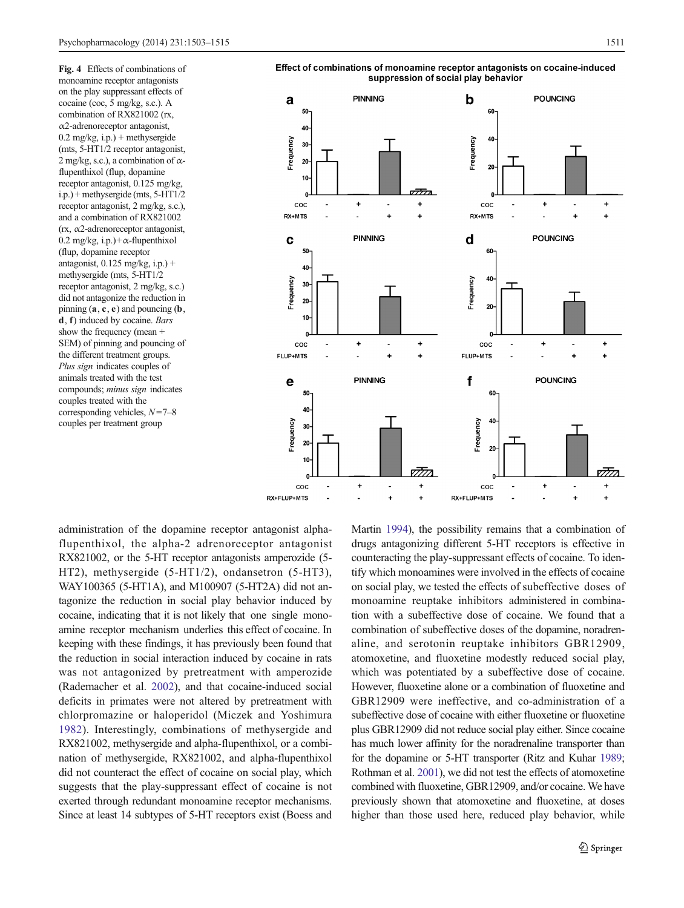**Fig. 4** Effects of combinations of monoamine receptor antagonists on the play suppressant effects of cocaine (coc, 5 mg/kg, s.c.). A combination of RX821002 (rx, α2-adrenoreceptor antagonist, 0.2 mg/kg, i.p.) + methysergide (mts, 5-HT1/2 receptor antagonist, 2 mg/kg, s.c.), a combination of α-flupenthixol (flup, dopamine receptor antagonist, 0.125 mg/kg, i.p.) + methysergide (mts, 5-HT1/2 receptor antagonist, 2 mg/kg, s.c.), and a combination of RX821002 (rx, α2-adrenoreceptor antagonist, 0.2 mg/kg, i.p.) + α-flupenthixol (flup, dopamine receptor antagonist, 0.125 mg/kg, i.p.) + methysergide (mts, 5-HT1/2 receptor antagonist, 2 mg/kg, s.c.) did not antagonize the reduction in pinning (**a**, **c**, **e**) and pouncing (**b**, **d**, **f**) induced by cocaine. *Bars* show the frequency (mean + SEM) of pinning and pouncing of the different treatment groups. *Plus sign* indicates couples of animals treated with the test compounds; *minus sign* indicates couples treated with the corresponding vehicles, $N=7$–8 couples per treatment group

administration of the dopamine receptor antagonist alpha-flupenthixol, the alpha-2 adrenoreceptor antagonist RX821002, or the 5-HT receptor antagonists amperozide (5-HT2), methysergide (5-HT1/2), ondansetron (5-HT3), WAY100365 (5-HT1A), and M100907 (5-HT2A) did not antagonize the reduction in social play behavior induced by cocaine, indicating that it is not likely that one single monoamine receptor mechanism underlies this effect of cocaine. In keeping with these findings, it has previously been found that the reduction in social interaction induced by cocaine in rats was not antagonized by pretreatment with amperozide (Rademacher et al. 2002), and that cocaine-induced social deficits in primates were not altered by pretreatment with chlorpromazine or haloperidol (Miczek and Yoshimura 1982). Interestingly, combinations of methysergide and RX821002, methysergide and alpha-flupenthixol, or a combination of methysergide, RX821002, and alpha-flupenthixol did not counteract the effect of cocaine on social play, which suggests that the play-suppressant effect of cocaine is not exerted through redundant monoamine receptor mechanisms. Since at least 14 subtypes of 5-HT receptors exist (Boess and Martin 1994), the possibility remains that a combination of drugs antagonizing different 5-HT receptors is effective in counteracting the play-suppressant effects of cocaine. To identify which monoamines were involved in the effects of cocaine on social play, we tested the effects of subeffective doses of monoamine reuptake inhibitors administered in combination with a subeffective dose of cocaine. We found that a combination of subeffective doses of the dopamine, noradrenaline, and serotonin reuptake inhibitors GBR12909, atomoxetine, and fluoxetine modestly reduced social play, which was potentiated by a subeffective dose of cocaine. However, fluoxetine alone or a combination of fluoxetine and GBR12909 were ineffective, and co-administration of a subeffective dose of cocaine with either fluoxetine or fluoxetine plus GBR12909 did not reduce social play either. Since cocaine has much lower affinity for the noradrenaline transporter than for the dopamine or 5-HT transporter (Ritz and Kuhar 1989; Rothman et al. 2001), we did not test the effects of atomoxetine combined with fluoxetine, GBR12909, and/or cocaine. We have previously shown that atomoxetine and fluoxetine, at doses higher than those used here, reduced play behavior, while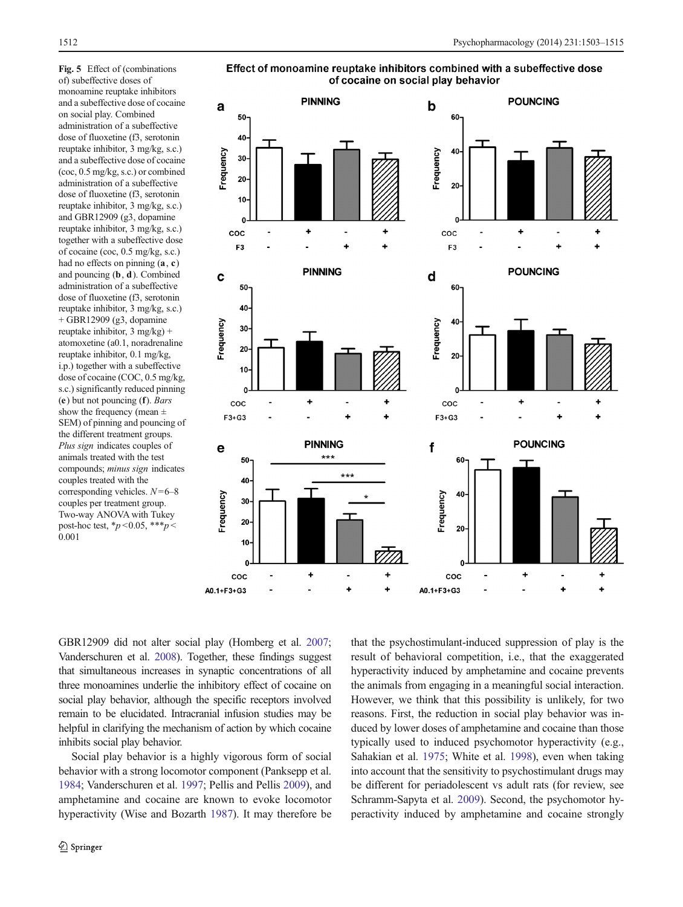**Fig. 5** Effect of (combinations of) subeffective doses of monoamine reuptake inhibitors and a subeffective dose of cocaine on social play. Combined administration of a subeffective dose of fluoxetine (f3, serotonin reuptake inhibitor, 3 mg/kg, s.c.) and a subeffective dose of cocaine (coc, 0.5 mg/kg, s.c.) or combined administration of a subeffective dose of fluoxetine (f3, serotonin reuptake inhibitor, 3 mg/kg, s.c.) and GBR12909 (g3, dopamine reuptake inhibitor, 3 mg/kg, s.c.) together with a subeffective dose of cocaine (coc, 0.5 mg/kg, s.c.) had no effects on pinning (**a**, **c**) and pouncing (**b**, **d**). Combined administration of a subeffective dose of fluoxetine (f3, serotonin reuptake inhibitor, 3 mg/kg, s.c.) + GBR12909 (g3, dopamine reuptake inhibitor, 3 mg/kg) + atomoxetine (a0.1, noradrenaline reuptake inhibitor, 0.1 mg/kg, i.p.) together with a subeffective dose of cocaine (COC, 0.5 mg/kg, s.c.) significantly reduced pinning (**e**) but not pouncing (**f**). *Bars* show the frequency (mean ± SEM) of pinning and pouncing of the different treatment groups. *Plus sign* indicates couples of animals treated with the test compounds; *minus sign* indicates couples treated with the corresponding vehicles. $N$=6–8 couples per treatment group. Two-way ANOVA with Tukey post-hoc test, \*$p$<0.05, \*\*\*$p$<0.001

GBR12909 did not alter social play (Homberg et al. 2007; Vanderschuren et al. 2008). Together, these findings suggest that simultaneous increases in synaptic concentrations of all three monoamines underlie the inhibitory effect of cocaine on social play behavior, although the specific receptors involved remain to be elucidated. Intracranial infusion studies may be helpful in clarifying the mechanism of action by which cocaine inhibits social play behavior.

Social play behavior is a highly vigorous form of social behavior with a strong locomotor component (Panksepp et al. 1984; Vanderschuren et al. 1997; Pellis and Pellis 2009), and amphetamine and cocaine are known to evoke locomotor hyperactivity (Wise and Bozarth 1987). It may therefore be that the psychostimulant-induced suppression of play is the result of behavioral competition, i.e., that the exaggerated hyperactivity induced by amphetamine and cocaine prevents the animals from engaging in a meaningful social interaction. However, we think that this possibility is unlikely, for two reasons. First, the reduction in social play behavior was induced by lower doses of amphetamine and cocaine than those typically used to induced psychomotor hyperactivity (e.g., Sahakian et al. 1975; White et al. 1998), even when taking into account that the sensitivity to psychostimulant drugs may be different for periadolescent vs adult rats (for review, see Schramm-Sapyta et al. 2009). Second, the psychomotor hyperactivity induced by amphetamine and cocaine strongly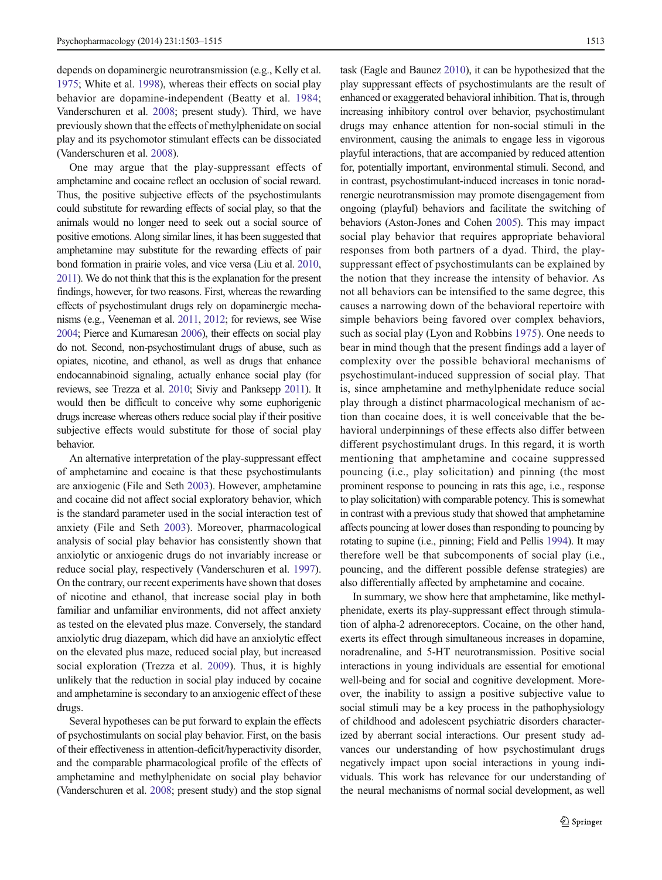depends on dopaminergic neurotransmission (e.g., Kelly et al. 1975; White et al. 1998), whereas their effects on social play behavior are dopamine-independent (Beatty et al. 1984; Vanderschuren et al. 2008; present study). Third, we have previously shown that the effects of methylphenidate on social play and its psychomotor stimulant effects can be dissociated (Vanderschuren et al. 2008).

One may argue that the play-suppressant effects of amphetamine and cocaine reflect an occlusion of social reward. Thus, the positive subjective effects of the psychostimulants could substitute for rewarding effects of social play, so that the animals would no longer need to seek out a social source of positive emotions. Along similar lines, it has been suggested that amphetamine may substitute for the rewarding effects of pair bond formation in prairie voles, and vice versa (Liu et al. 2010, 2011). We do not think that this is the explanation for the present findings, however, for two reasons. First, whereas the rewarding effects of psychostimulant drugs rely on dopaminergic mechanisms (e.g., Veeneman et al. 2011, 2012; for reviews, see Wise 2004; Pierce and Kumaresan 2006), their effects on social play do not. Second, non-psychostimulant drugs of abuse, such as opiates, nicotine, and ethanol, as well as drugs that enhance endocannabinoid signaling, actually enhance social play (for reviews, see Trezza et al. 2010; Siviy and Panksepp 2011). It would then be difficult to conceive why some euphorigenic drugs increase whereas others reduce social play if their positive subjective effects would substitute for those of social play behavior.

An alternative interpretation of the play-suppressant effect of amphetamine and cocaine is that these psychostimulants are anxiogenic (File and Seth 2003). However, amphetamine and cocaine did not affect social exploratory behavior, which is the standard parameter used in the social interaction test of anxiety (File and Seth 2003). Moreover, pharmacological analysis of social play behavior has consistently shown that anxiolytic or anxiogenic drugs do not invariably increase or reduce social play, respectively (Vanderschuren et al. 1997). On the contrary, our recent experiments have shown that doses of nicotine and ethanol, that increase social play in both familiar and unfamiliar environments, did not affect anxiety as tested on the elevated plus maze. Conversely, the standard anxiolytic drug diazepam, which did have an anxiolytic effect on the elevated plus maze, reduced social play, but increased social exploration (Trezza et al. 2009). Thus, it is highly unlikely that the reduction in social play induced by cocaine and amphetamine is secondary to an anxiogenic effect of these drugs.

Several hypotheses can be put forward to explain the effects of psychostimulants on social play behavior. First, on the basis of their effectiveness in attention-deficit/hyperactivity disorder, and the comparable pharmacological profile of the effects of amphetamine and methylphenidate on social play behavior (Vanderschuren et al. 2008; present study) and the stop signal task (Eagle and Baunez 2010), it can be hypothesized that the play suppressant effects of psychostimulants are the result of enhanced or exaggerated behavioral inhibition. That is, through increasing inhibitory control over behavior, psychostimulant drugs may enhance attention for non-social stimuli in the environment, causing the animals to engage less in vigorous playful interactions, that are accompanied by reduced attention for, potentially important, environmental stimuli. Second, and in contrast, psychostimulant-induced increases in tonic noradrenergic neurotransmission may promote disengagement from ongoing (playful) behaviors and facilitate the switching of behaviors (Aston-Jones and Cohen 2005). This may impact social play behavior that requires appropriate behavioral responses from both partners of a dyad. Third, the play-suppressant effect of psychostimulants can be explained by the notion that they increase the intensity of behavior. As not all behaviors can be intensified to the same degree, this causes a narrowing down of the behavioral repertoire with simple behaviors being favored over complex behaviors, such as social play (Lyon and Robbins 1975). One needs to bear in mind though that the present findings add a layer of complexity over the possible behavioral mechanisms of psychostimulant-induced suppression of social play. That is, since amphetamine and methylphenidate reduce social play through a distinct pharmacological mechanism of action than cocaine does, it is well conceivable that the behavioral underpinnings of these effects also differ between different psychostimulant drugs. In this regard, it is worth mentioning that amphetamine and cocaine suppressed pouncing (i.e., play solicitation) and pinning (the most prominent response to pouncing in rats this age, i.e., response to play solicitation) with comparable potency. This is somewhat in contrast with a previous study that showed that amphetamine affects pouncing at lower doses than responding to pouncing by rotating to supine (i.e., pinning; Field and Pellis 1994). It may therefore well be that subcomponents of social play (i.e., pouncing, and the different possible defense strategies) are also differentially affected by amphetamine and cocaine.

In summary, we show here that amphetamine, like methylphenidate, exerts its play-suppressant effect through stimulation of alpha-2 adrenoreceptors. Cocaine, on the other hand, exerts its effect through simultaneous increases in dopamine, noradrenaline, and 5-HT neurotransmission. Positive social interactions in young individuals are essential for emotional well-being and for social and cognitive development. Moreover, the inability to assign a positive subjective value to social stimuli may be a key process in the pathophysiology of childhood and adolescent psychiatric disorders characterized by aberrant social interactions. Our present study advances our understanding of how psychostimulant drugs negatively impact upon social interactions in young individuals. This work has relevance for our understanding of the neural mechanisms of normal social development, as well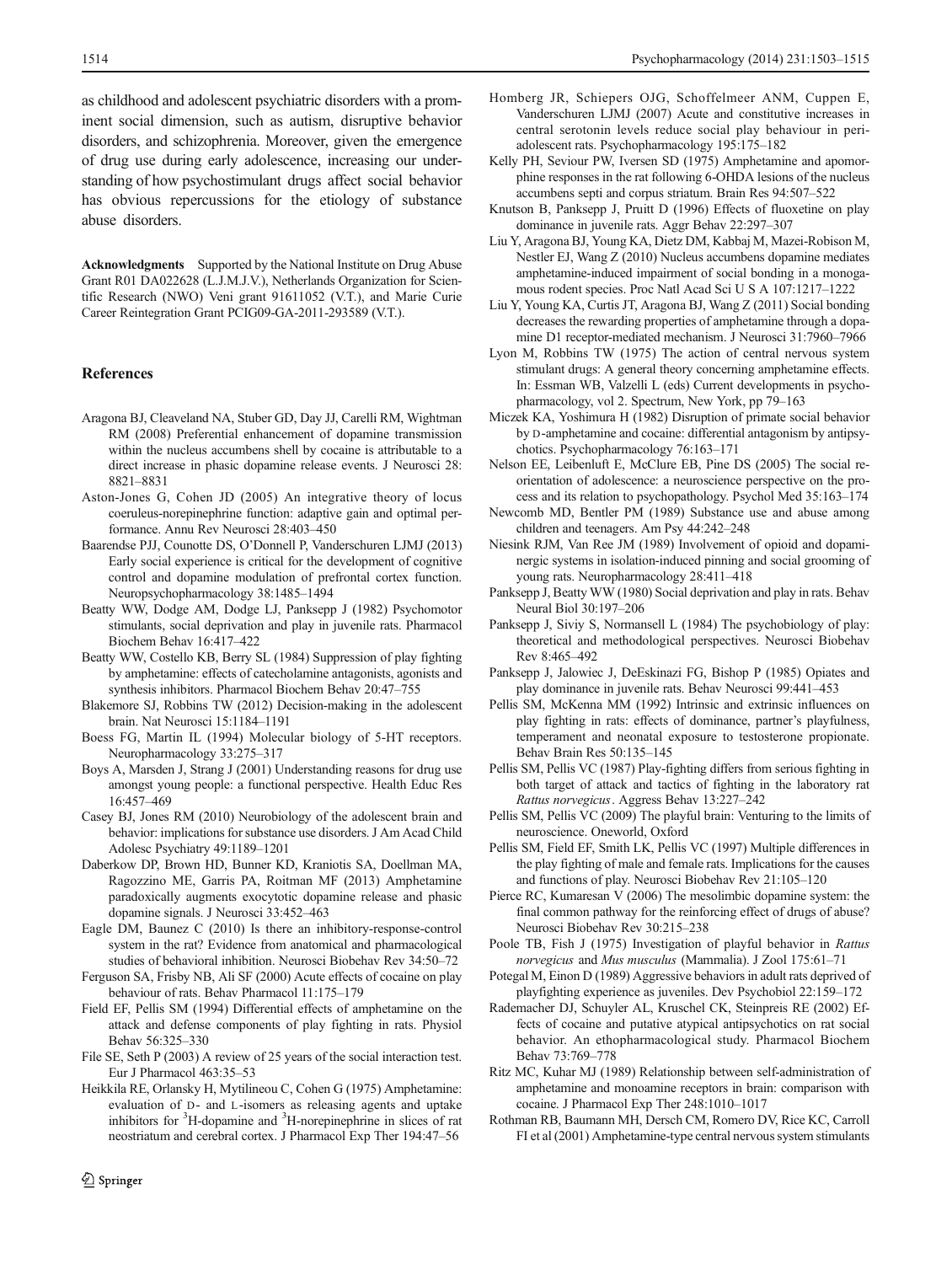as childhood and adolescent psychiatric disorders with a prominent social dimension, such as autism, disruptive behavior disorders, and schizophrenia. Moreover, given the emergence of drug use during early adolescence, increasing our understanding of how psychostimulant drugs affect social behavior has obvious repercussions for the etiology of substance abuse disorders.

**Acknowledgments** Supported by the National Institute on Drug Abuse Grant R01 DA022628 (L.J.M.J.V.), Netherlands Organization for Scientific Research (NWO) Veni grant 91611052 (V.T.), and Marie Curie Career Reintegration Grant PCIG09-GA-2011-293589 (V.T.).

## References

Aragona BJ, Cleaveland NA, Stuber GD, Day JJ, Carelli RM, Wightman RM (2008) Preferential enhancement of dopamine transmission within the nucleus accumbens shell by cocaine is attributable to a direct increase in phasic dopamine release events. J Neurosci 28: 8821–8831

Aston-Jones G, Cohen JD (2005) An integrative theory of locus coeruleus-norepinephrine function: adaptive gain and optimal performance. Annu Rev Neurosci 28:403–450

Baarendse PJJ, Counotte DS, O'Donnell P, Vanderschuren LJMJ (2013) Early social experience is critical for the development of cognitive control and dopamine modulation of prefrontal cortex function. Neuropsychopharmacology 38:1485–1494

Beatty WW, Dodge AM, Dodge LJ, Panksepp J (1982) Psychomotor stimulants, social deprivation and play in juvenile rats. Pharmacol Biochem Behav 16:417–422

Beatty WW, Costello KB, Berry SL (1984) Suppression of play fighting by amphetamine: effects of catecholamine antagonists, agonists and synthesis inhibitors. Pharmacol Biochem Behav 20:47–755

Blakemore SJ, Robbins TW (2012) Decision-making in the adolescent brain. Nat Neurosci 15:1184–1191

Boess FG, Martin IL (1994) Molecular biology of 5-HT receptors. Neuropharmacology 33:275–317

Boys A, Marsden J, Strang J (2001) Understanding reasons for drug use amongst young people: a functional perspective. Health Educ Res 16:457–469

Casey BJ, Jones RM (2010) Neurobiology of the adolescent brain and behavior: implications for substance use disorders. J Am Acad Child Adolesc Psychiatry 49:1189–1201

Daberkow DP, Brown HD, Bunner KD, Kraniotis SA, Doellman MA, Ragozzino ME, Garris PA, Roitman MF (2013) Amphetamine paradoxically augments exocytotic dopamine release and phasic dopamine signals. J Neurosci 33:452–463

Eagle DM, Baunez C (2010) Is there an inhibitory-response-control system in the rat? Evidence from anatomical and pharmacological studies of behavioral inhibition. Neurosci Biobehav Rev 34:50–72

Ferguson SA, Frisby NB, Ali SF (2000) Acute effects of cocaine on play behaviour of rats. Behav Pharmacol 11:175–179

Field EF, Pellis SM (1994) Differential effects of amphetamine on the attack and defense components of play fighting in rats. Physiol Behav 56:325–330

File SE, Seth P (2003) A review of 25 years of the social interaction test. Eur J Pharmacol 463:35–53

Heikkila RE, Orlansky H, Mytilineou C, Cohen G (1975) Amphetamine: evaluation of D- and L-isomers as releasing agents and uptake inhibitors for $^{3}$H-dopamine and $^{3}$H-norepinephrine in slices of rat neostriatum and cerebral cortex. J Pharmacol Exp Ther 194:47–56

Homberg JR, Schiepers OJG, Schoffelmeer ANM, Cuppen E, Vanderschuren LJMJ (2007) Acute and constitutive increases in central serotonin levels reduce social play behaviour in peri-adolescent rats. Psychopharmacology 195:175–182

Kelly PH, Seviour PW, Iversen SD (1975) Amphetamine and apomorphine responses in the rat following 6-OHDA lesions of the nucleus accumbens septi and corpus striatum. Brain Res 94:507–522

Knutson B, Panksepp J, Pruitt D (1996) Effects of fluoxetine on play dominance in juvenile rats. Aggr Behav 22:297–307

Liu Y, Aragona BJ, Young KA, Dietz DM, Kabbaj M, Mazei-Robison M, Nestler EJ, Wang Z (2010) Nucleus accumbens dopamine mediates amphetamine-induced impairment of social bonding in a monogamous rodent species. Proc Natl Acad Sci U S A 107:1217–1222

Liu Y, Young KA, Curtis JT, Aragona BJ, Wang Z (2011) Social bonding decreases the rewarding properties of amphetamine through a dopamine D1 receptor-mediated mechanism. J Neurosci 31:7960–7966

Lyon M, Robbins TW (1975) The action of central nervous system stimulant drugs: A general theory concerning amphetamine effects. In: Essman WB, Valzelli L (eds) Current developments in psychopharmacology, vol 2. Spectrum, New York, pp 79–163

Miczek KA, Yoshimura H (1982) Disruption of primate social behavior by D-amphetamine and cocaine: differential antagonism by antipsychotics. Psychopharmacology 76:163–171

Nelson EE, Leibenluft E, McClure EB, Pine DS (2005) The social re-orientation of adolescence: a neuroscience perspective on the process and its relation to psychopathology. Psychol Med 35:163–174

Newcomb MD, Bentler PM (1989) Substance use and abuse among children and teenagers. Am Psy 44:242–248

Niesink RJM, Van Ree JM (1989) Involvement of opioid and dopaminergic systems in isolation-induced pinning and social grooming of young rats. Neuropharmacology 28:411–418

Panksepp J, Beatty WW (1980) Social deprivation and play in rats. Behav Neural Biol 30:197–206

Panksepp J, Siviy S, Normansell L (1984) The psychobiology of play: theoretical and methodological perspectives. Neurosci Biobehav Rev 8:465–492

Panksepp J, Jalowiec J, DeEskinazi FG, Bishop P (1985) Opiates and play dominance in juvenile rats. Behav Neurosci 99:441–453

Pellis SM, McKenna MM (1992) Intrinsic and extrinsic influences on play fighting in rats: effects of dominance, partner's playfulness, temperament and neonatal exposure to testosterone propionate. Behav Brain Res 50:135–145

Pellis SM, Pellis VC (1987) Play-fighting differs from serious fighting in both target of attack and tactics of fighting in the laboratory rat *Rattus norvegicus*. Aggress Behav 13:227–242

Pellis SM, Pellis VC (2009) The playful brain: Venturing to the limits of neuroscience. Oneworld, Oxford

Pellis SM, Field EF, Smith LK, Pellis VC (1997) Multiple differences in the play fighting of male and female rats. Implications for the causes and functions of play. Neurosci Biobehav Rev 21:105–120

Pierce RC, Kumaresan V (2006) The mesolimbic dopamine system: the final common pathway for the reinforcing effect of drugs of abuse? Neurosci Biobehav Rev 30:215–238

Poole TB, Fish J (1975) Investigation of playful behavior in *Rattus norvegicus* and *Mus musculus* (Mammalia). J Zool 175:61–71

Potegal M, Einon D (1989) Aggressive behaviors in adult rats deprived of playfighting experience as juveniles. Dev Psychobiol 22:159–172

Rademacher DJ, Schuyler AL, Kruschel CK, Steinpreis RE (2002) Effects of cocaine and putative atypical antipsychotics on rat social behavior. An ethopharmacological study. Pharmacol Biochem Behav 73:769–778

Ritz MC, Kuhar MJ (1989) Relationship between self-administration of amphetamine and monoamine receptors in brain: comparison with cocaine. J Pharmacol Exp Ther 248:1010–1017

Rothman RB, Baumann MH, Dersch CM, Romero DV, Rice KC, Carroll FI et al (2001) Amphetamine-type central nervous system stimulants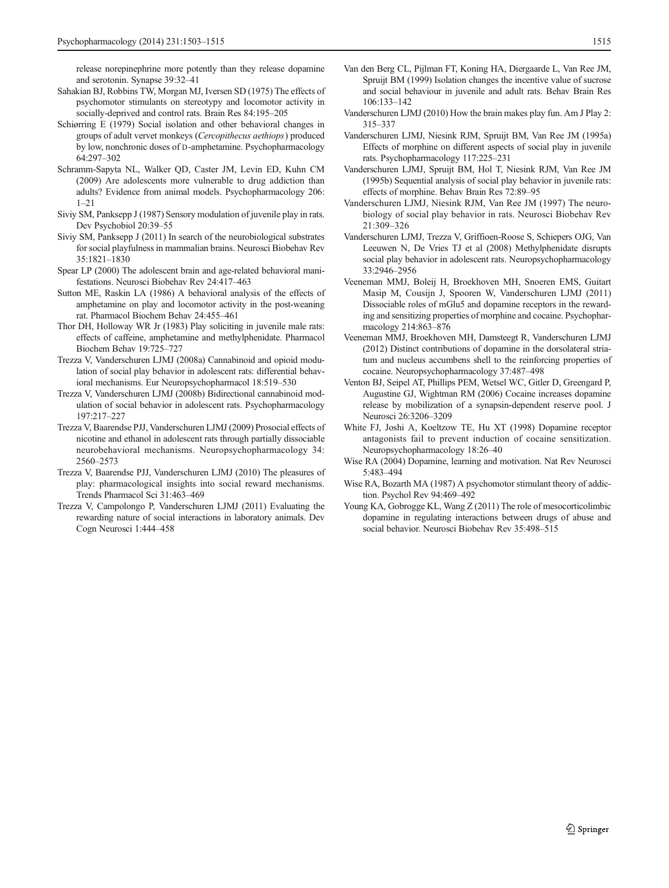release norepinephrine more potently than they release dopamine and serotonin. Synapse 39:32–41

Sahakian BJ, Robbins TW, Morgan MJ, Iversen SD (1975) The effects of psychomotor stimulants on stereotypy and locomotor activity in socially-deprived and control rats. Brain Res 84:195–205

Schiørring E (1979) Social isolation and other behavioral changes in groups of adult vervet monkeys (*Cercopithecus aethiops*) produced by low, nonchronic doses of D-amphetamine. Psychopharmacology 64:297–302

Schramm-Sapyta NL, Walker QD, Caster JM, Levin ED, Kuhn CM (2009) Are adolescents more vulnerable to drug addiction than adults? Evidence from animal models. Psychopharmacology 206: 1–21

Siviy SM, Panksepp J (1987) Sensory modulation of juvenile play in rats. Dev Psychobiol 20:39–55

Siviy SM, Panksepp J (2011) In search of the neurobiological substrates for social playfulness in mammalian brains. Neurosci Biobehav Rev 35:1821–1830

Spear LP (2000) The adolescent brain and age-related behavioral manifestations. Neurosci Biobehav Rev 24:417–463

Sutton ME, Raskin LA (1986) A behavioral analysis of the effects of amphetamine on play and locomotor activity in the post-weaning rat. Pharmacol Biochem Behav 24:455–461

Thor DH, Holloway WR Jr (1983) Play soliciting in juvenile male rats: effects of caffeine, amphetamine and methylphenidate. Pharmacol Biochem Behav 19:725–727

Trezza V, Vanderschuren LJMJ (2008a) Cannabinoid and opioid modulation of social play behavior in adolescent rats: differential behavioral mechanisms. Eur Neuropsychopharmacol 18:519–530

Trezza V, Vanderschuren LJMJ (2008b) Bidirectional cannabinoid modulation of social behavior in adolescent rats. Psychopharmacology 197:217–227

Trezza V, Baarendse PJJ, Vanderschuren LJMJ (2009) Prosocial effects of nicotine and ethanol in adolescent rats through partially dissociable neurobehavioral mechanisms. Neuropsychopharmacology 34: 2560–2573

Trezza V, Baarendse PJJ, Vanderschuren LJMJ (2010) The pleasures of play: pharmacological insights into social reward mechanisms. Trends Pharmacol Sci 31:463–469

Trezza V, Campolongo P, Vanderschuren LJMJ (2011) Evaluating the rewarding nature of social interactions in laboratory animals. Dev Cogn Neurosci 1:444–458

Van den Berg CL, Pijlman FT, Koning HA, Diergaarde L, Van Ree JM, Spruijt BM (1999) Isolation changes the incentive value of sucrose and social behaviour in juvenile and adult rats. Behav Brain Res 106:133–142

Vanderschuren LJMJ (2010) How the brain makes play fun. Am J Play 2: 315–337

Vanderschuren LJMJ, Niesink RJM, Spruijt BM, Van Ree JM (1995a) Effects of morphine on different aspects of social play in juvenile rats. Psychopharmacology 117:225–231

Vanderschuren LJMJ, Spruijt BM, Hol T, Niesink RJM, Van Ree JM (1995b) Sequential analysis of social play behavior in juvenile rats: effects of morphine. Behav Brain Res 72:89–95

Vanderschuren LJMJ, Niesink RJM, Van Ree JM (1997) The neurobiology of social play behavior in rats. Neurosci Biobehav Rev 21:309–326

Vanderschuren LJMJ, Trezza V, Griffioen-Roose S, Schiepers OJG, Van Leeuwen N, De Vries TJ et al (2008) Methylphenidate disrupts social play behavior in adolescent rats. Neuropsychopharmacology 33:2946–2956

Veeneman MMJ, Boleij H, Broekhoven MH, Snoeren EMS, Guitart Masip M, Cousijn J, Spooren W, Vanderschuren LJMJ (2011) Dissociable roles of mGlu5 and dopamine receptors in the rewarding and sensitizing properties of morphine and cocaine. Psychopharmacology 214:863–876

Veeneman MMJ, Broekhoven MH, Damsteegt R, Vanderschuren LJMJ (2012) Distinct contributions of dopamine in the dorsolateral striatum and nucleus accumbens shell to the reinforcing properties of cocaine. Neuropsychopharmacology 37:487–498

Venton BJ, Seipel AT, Phillips PEM, Wetsel WC, Gitler D, Greengard P, Augustine GJ, Wightman RM (2006) Cocaine increases dopamine release by mobilization of a synapsin-dependent reserve pool. J Neurosci 26:3206–3209

White FJ, Joshi A, Koeltzow TE, Hu XT (1998) Dopamine receptor antagonists fail to prevent induction of cocaine sensitization. Neuropsychopharmacology 18:26–40

Wise RA (2004) Dopamine, learning and motivation. Nat Rev Neurosci 5:483–494

Wise RA, Bozarth MA (1987) A psychomotor stimulant theory of addiction. Psychol Rev 94:469–492

Young KA, Gobrogge KL, Wang Z (2011) The role of mesocorticolimbic dopamine in regulating interactions between drugs of abuse and social behavior. Neurosci Biobehav Rev 35:498–515